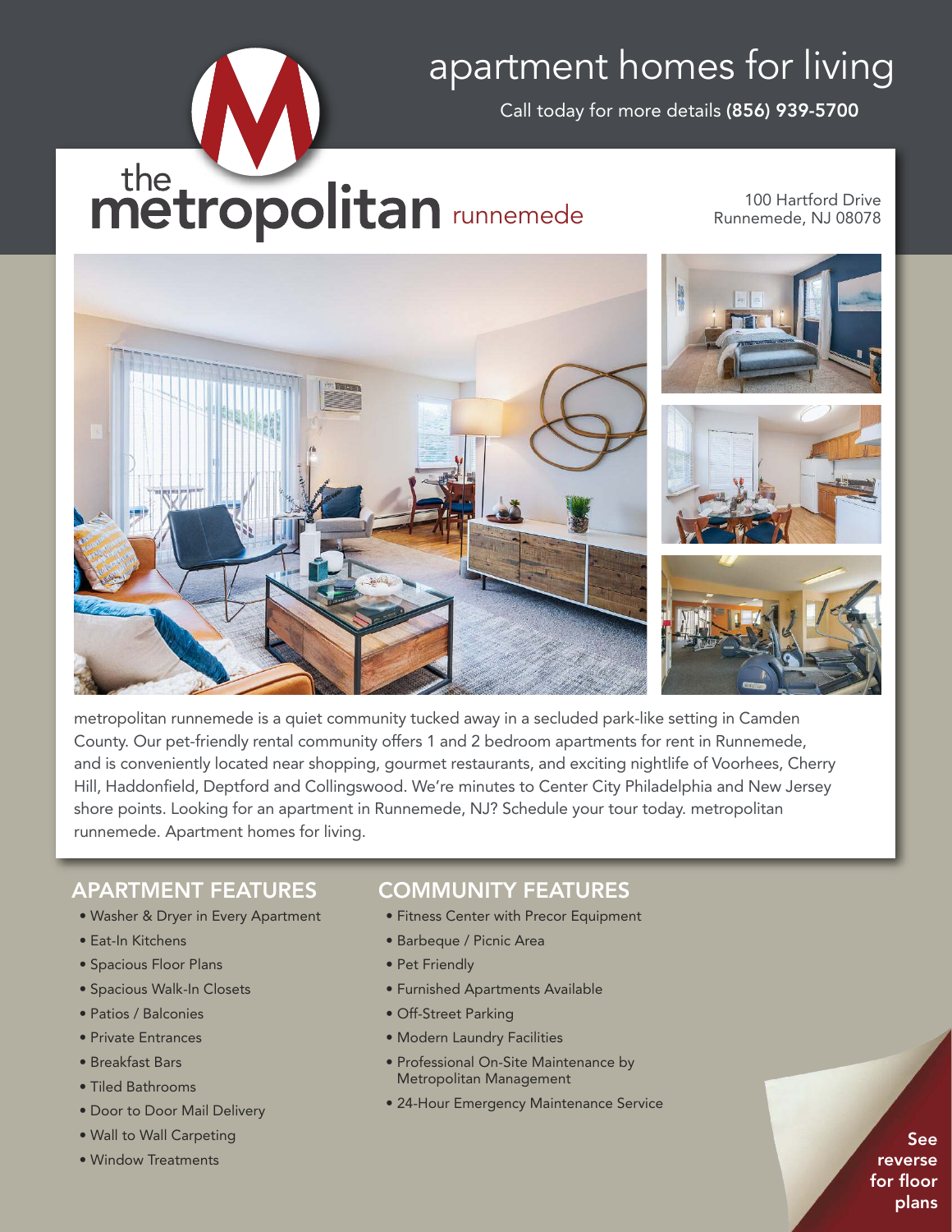# apartment homes for living

Call today for more details **(856) 939-5700**

## the metropolitan runnemede

100 Hartford Drive
Runnemede, NJ 08078

metropolitan runnemede is a quiet community tucked away in a secluded park-like setting in Camden County. Our pet-friendly rental community offers 1 and 2 bedroom apartments for rent in Runnemede, and is conveniently located near shopping, gourmet restaurants, and exciting nightlife of Voorhees, Cherry Hill, Haddonfield, Deptford and Collingswood. We're minutes to Center City Philadelphia and New Jersey shore points. Looking for an apartment in Runnemede, NJ? Schedule your tour today. metropolitan runnemede. Apartment homes for living.

## APARTMENT FEATURES

- Washer & Dryer in Every Apartment
- Eat-In Kitchens
- Spacious Floor Plans
- Spacious Walk-In Closets
- Patios / Balconies
- Private Entrances
- Breakfast Bars
- Tiled Bathrooms
- Door to Door Mail Delivery
- Wall to Wall Carpeting
- Window Treatments

## COMMUNITY FEATURES

- Fitness Center with Precor Equipment
- Barbeque / Picnic Area
- Pet Friendly
- Furnished Apartments Available
- Off-Street Parking
- Modern Laundry Facilities
- Professional On-Site Maintenance by Metropolitan Management
- 24-Hour Emergency Maintenance Service

**See reverse for floor plans**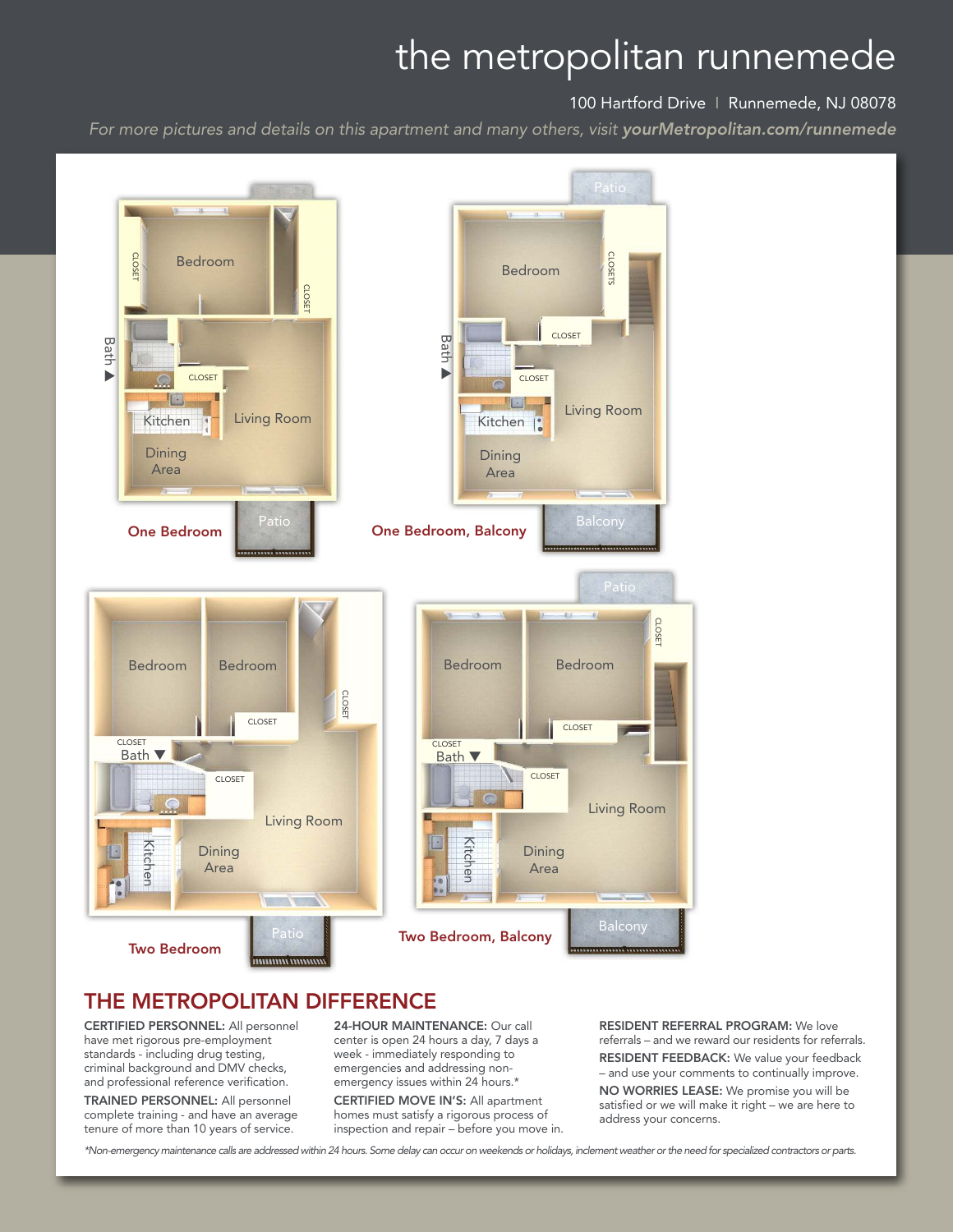# the metropolitan runnemede

100 Hartford Drive | Runnemede, NJ 08078

*For more pictures and details on this apartment and many others, visit* ***yourMetropolitan.com/runnemede***

Bedroom
CLOSET
CLOSET
Bath ▶
CLOSET
Kitchen
Living Room
Dining Area
Patio

**One Bedroom**

Patio
Bedroom
CLOSETS
Bath ▶
CLOSET
CLOSET
Kitchen
Living Room
Dining Area
Balcony

**One Bedroom, Balcony**

Bedroom
Bedroom
CLOSET
CLOSET
CLOSET
Bath ▼
CLOSET
Living Room
Kitchen
Dining Area
Patio

**Two Bedroom**

Patio
Bedroom
Bedroom
CLOSET
CLOSET
CLOSET
Bath ▼
CLOSET
Living Room
Kitchen
Dining Area
Balcony

**Two Bedroom, Balcony**

## THE METROPOLITAN DIFFERENCE

**CERTIFIED PERSONNEL:** All personnel have met rigorous pre-employment standards - including drug testing, criminal background and DMV checks, and professional reference verification.

**TRAINED PERSONNEL:** All personnel complete training - and have an average tenure of more than 10 years of service.

**24-HOUR MAINTENANCE:** Our call center is open 24 hours a day, 7 days a week - immediately responding to emergencies and addressing non-emergency issues within 24 hours.*

**CERTIFIED MOVE IN'S:** All apartment homes must satisfy a rigorous process of inspection and repair – before you move in.

**RESIDENT REFERRAL PROGRAM:** We love referrals – and we reward our residents for referrals.

**RESIDENT FEEDBACK:** We value your feedback – and use your comments to continually improve.

**NO WORRIES LEASE:** We promise you will be satisfied or we will make it right – we are here to address your concerns.

*\*Non-emergency maintenance calls are addressed within 24 hours. Some delay can occur on weekends or holidays, inclement weather or the need for specialized contractors or parts.*